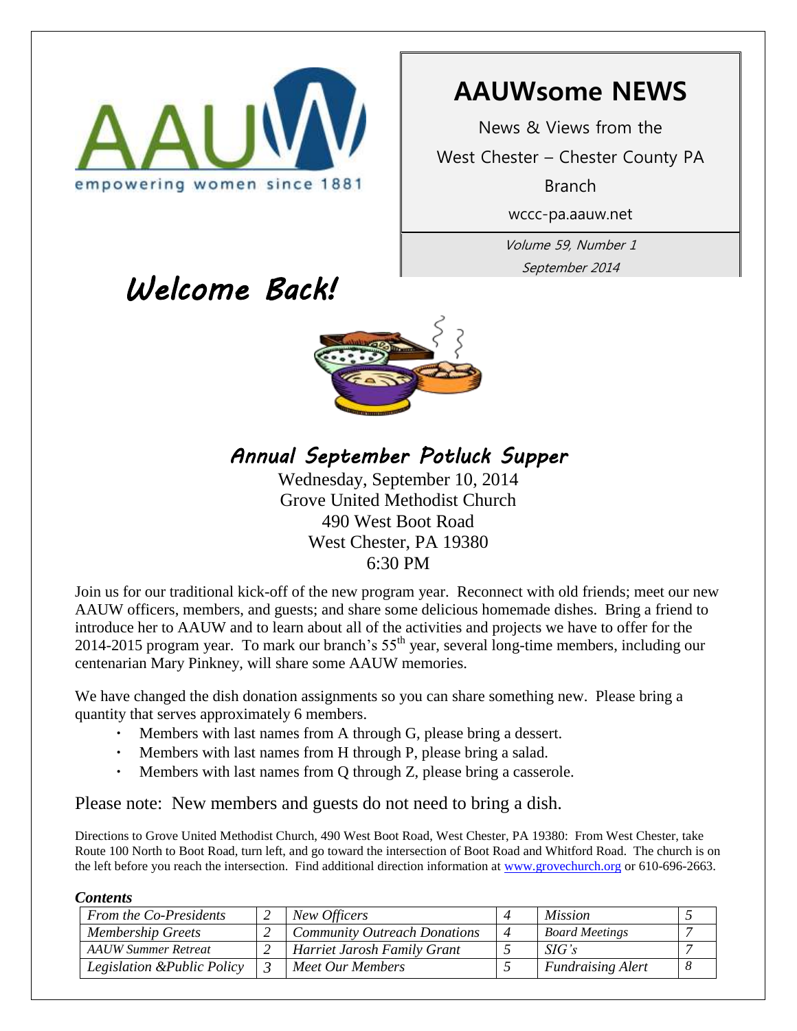# AAUWsome NEWS

News & Views from the

West Chester – Chester County PA Branch

wccc-pa.aauw.net

*Volume 59, Number 1*

*September 2014*

empowering women since 1881

## *Welcome Back!*

### *Annual September Potluck Supper*

Wednesday, September 10, 2014
Grove United Methodist Church
490 West Boot Road
West Chester, PA 19380
6:30 PM

Join us for our traditional kick-off of the new program year. Reconnect with old friends; meet our new AAUW officers, members, and guests; and share some delicious homemade dishes. Bring a friend to introduce her to AAUW and to learn about all of the activities and projects we have to offer for the 2014-2015 program year. To mark our branch's 55th year, several long-time members, including our centenarian Mary Pinkney, will share some AAUW memories.

We have changed the dish donation assignments so you can share something new. Please bring a quantity that serves approximately 6 members.

- Members with last names from A through G, please bring a dessert.
- Members with last names from H through P, please bring a salad.
- Members with last names from Q through Z, please bring a casserole.

Please note: New members and guests do not need to bring a dish.

Directions to Grove United Methodist Church, 490 West Boot Road, West Chester, PA 19380: From West Chester, take Route 100 North to Boot Road, turn left, and go toward the intersection of Boot Road and Whitford Road. The church is on the left before you reach the intersection. Find additional direction information at www.grovechurch.org or 610-696-2663.

***Contents***

| | | | | | |
|---|---|---|---|---|---|
| *From the Co-Presidents* | 2 | *New Officers* | 4 | *Mission* | 5 |
| *Membership Greets* | 2 | *Community Outreach Donations* | 4 | *Board Meetings* | 7 |
| *AAUW Summer Retreat* | 2 | *Harriet Jarosh Family Grant* | 5 | *SIG's* | 7 |
| *Legislation &Public Policy* | 3 | *Meet Our Members* | 5 | *Fundraising Alert* | 8 |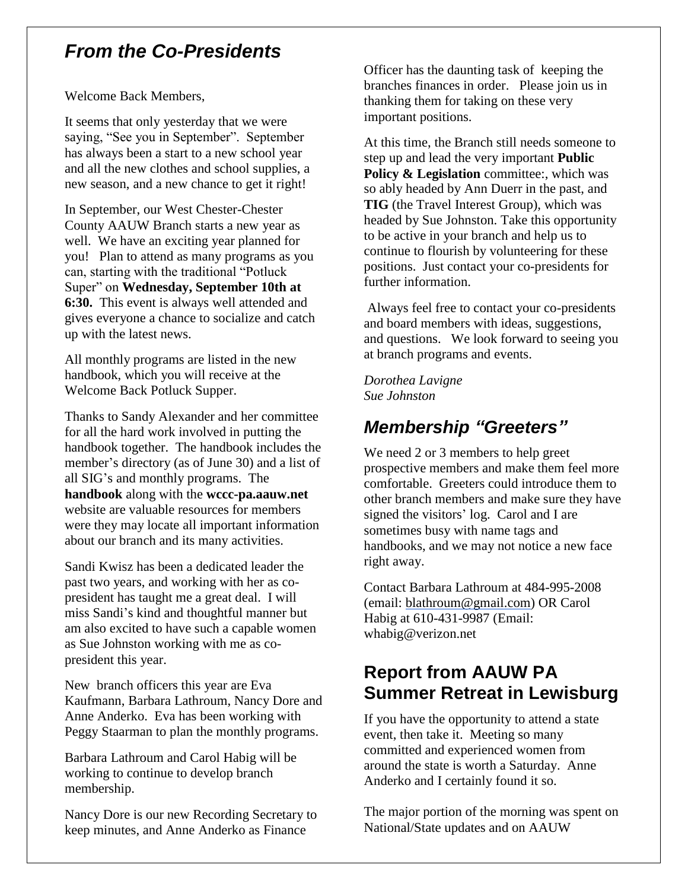## *From the Co-Presidents*

Welcome Back Members,

It seems that only yesterday that we were saying, “See you in September”. September has always been a start to a new school year and all the new clothes and school supplies, a new season, and a new chance to get it right!

In September, our West Chester-Chester County AAUW Branch starts a new year as well. We have an exciting year planned for you! Plan to attend as many programs as you can, starting with the traditional “Potluck Super” on **Wednesday, September 10th at 6:30.** This event is always well attended and gives everyone a chance to socialize and catch up with the latest news.

All monthly programs are listed in the new handbook, which you will receive at the Welcome Back Potluck Supper.

Thanks to Sandy Alexander and her committee for all the hard work involved in putting the handbook together. The handbook includes the member’s directory (as of June 30) and a list of all SIG’s and monthly programs. The **handbook** along with the **wccc-pa.aauw.net** website are valuable resources for members were they may locate all important information about our branch and its many activities.

Sandi Kwisz has been a dedicated leader the past two years, and working with her as co-president has taught me a great deal. I will miss Sandi’s kind and thoughtful manner but am also excited to have such a capable women as Sue Johnston working with me as co-president this year.

New branch officers this year are Eva Kaufmann, Barbara Lathroum, Nancy Dore and Anne Anderko. Eva has been working with Peggy Staarman to plan the monthly programs.

Barbara Lathroum and Carol Habig will be working to continue to develop branch membership.

Nancy Dore is our new Recording Secretary to keep minutes, and Anne Anderko as Finance Officer has the daunting task of keeping the branches finances in order. Please join us in thanking them for taking on these very important positions.

At this time, the Branch still needs someone to step up and lead the very important **Public Policy & Legislation** committee:, which was so ably headed by Ann Duerr in the past, and **TIG** (the Travel Interest Group), which was headed by Sue Johnston. Take this opportunity to be active in your branch and help us to continue to flourish by volunteering for these positions. Just contact your co-presidents for further information.

Always feel free to contact your co-presidents and board members with ideas, suggestions, and questions. We look forward to seeing you at branch programs and events.

*Dorothea Lavigne*
*Sue Johnston*

## *Membership “Greeters”*

We need 2 or 3 members to help greet prospective members and make them feel more comfortable. Greeters could introduce them to other branch members and make sure they have signed the visitors’ log. Carol and I are sometimes busy with name tags and handbooks, and we may not notice a new face right away.

Contact Barbara Lathroum at 484-995-2008 (email: blathroum@gmail.com) OR Carol Habig at 610-431-9987 (Email: whabig@verizon.net

## Report from AAUW PA Summer Retreat in Lewisburg

If you have the opportunity to attend a state event, then take it. Meeting so many committed and experienced women from around the state is worth a Saturday. Anne Anderko and I certainly found it so.

The major portion of the morning was spent on National/State updates and on AAUW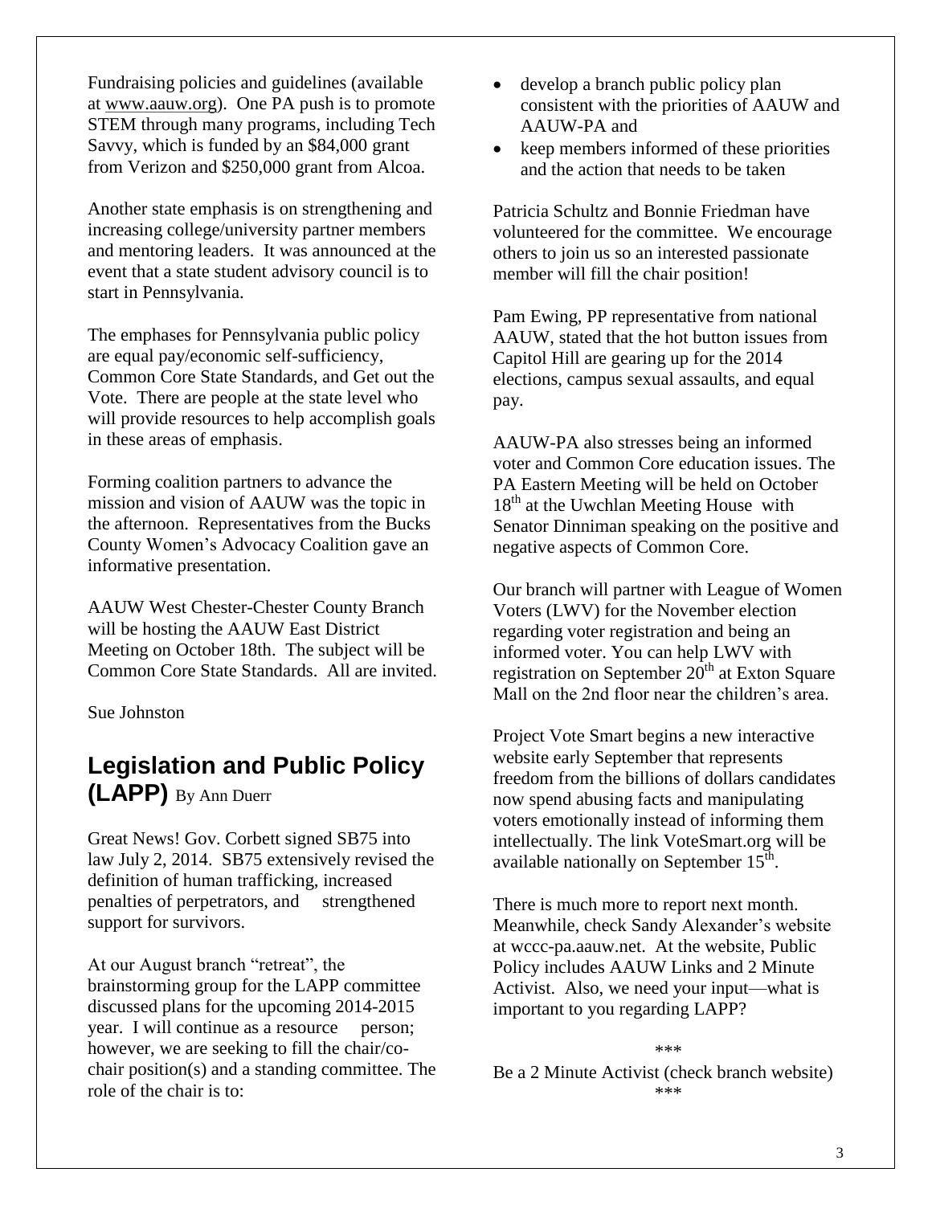Fundraising policies and guidelines (available at www.aauw.org). One PA push is to promote STEM through many programs, including Tech Savvy, which is funded by an $84,000 grant from Verizon and $250,000 grant from Alcoa.

Another state emphasis is on strengthening and increasing college/university partner members and mentoring leaders. It was announced at the event that a state student advisory council is to start in Pennsylvania.

The emphases for Pennsylvania public policy are equal pay/economic self-sufficiency, Common Core State Standards, and Get out the Vote. There are people at the state level who will provide resources to help accomplish goals in these areas of emphasis.

Forming coalition partners to advance the mission and vision of AAUW was the topic in the afternoon. Representatives from the Bucks County Women's Advocacy Coalition gave an informative presentation.

AAUW West Chester-Chester County Branch will be hosting the AAUW East District Meeting on October 18th. The subject will be Common Core State Standards. All are invited.

Sue Johnston

## Legislation and Public Policy (LAPP) By Ann Duerr

Great News! Gov. Corbett signed SB75 into law July 2, 2014. SB75 extensively revised the definition of human trafficking, increased penalties of perpetrators, and strengthened support for survivors.

At our August branch "retreat", the brainstorming group for the LAPP committee discussed plans for the upcoming 2014-2015 year. I will continue as a resource person; however, we are seeking to fill the chair/co-chair position(s) and a standing committee. The role of the chair is to:

- develop a branch public policy plan consistent with the priorities of AAUW and AAUW-PA and
- keep members informed of these priorities and the action that needs to be taken

Patricia Schultz and Bonnie Friedman have volunteered for the committee. We encourage others to join us so an interested passionate member will fill the chair position!

Pam Ewing, PP representative from national AAUW, stated that the hot button issues from Capitol Hill are gearing up for the 2014 elections, campus sexual assaults, and equal pay.

AAUW-PA also stresses being an informed voter and Common Core education issues. The PA Eastern Meeting will be held on October 18th at the Uwchlan Meeting House with Senator Dinniman speaking on the positive and negative aspects of Common Core.

Our branch will partner with League of Women Voters (LWV) for the November election regarding voter registration and being an informed voter. You can help LWV with registration on September 20th at Exton Square Mall on the 2nd floor near the children's area.

Project Vote Smart begins a new interactive website early September that represents freedom from the billions of dollars candidates now spend abusing facts and manipulating voters emotionally instead of informing them intellectually. The link VoteSmart.org will be available nationally on September 15th.

There is much more to report next month. Meanwhile, check Sandy Alexander's website at wccc-pa.aauw.net. At the website, Public Policy includes AAUW Links and 2 Minute Activist. Also, we need your input—what is important to you regarding LAPP?

\*\*\*

Be a 2 Minute Activist (check branch website)

\*\*\*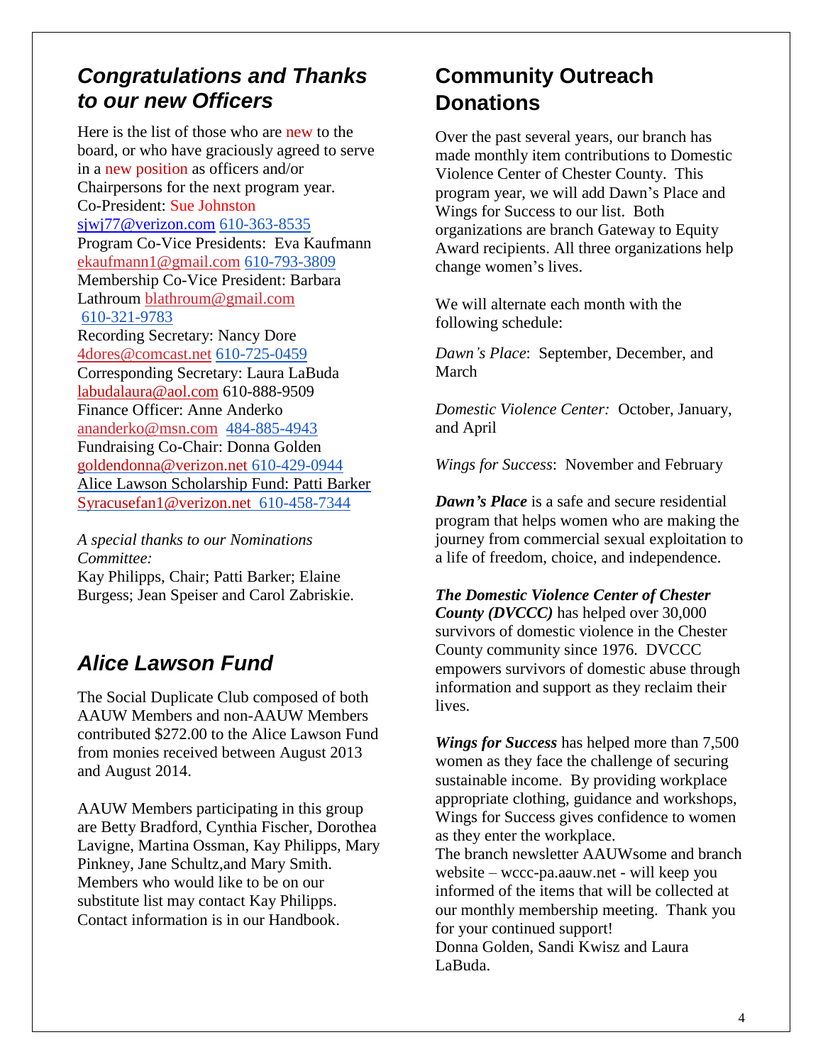## *Congratulations and Thanks to our new Officers*

Here is the list of those who are new to the board, or who have graciously agreed to serve in a new position as officers and/or Chairpersons for the next program year.
Co-President: Sue Johnston
sjwj77@verizon.com 610-363-8535
Program Co-Vice Presidents: Eva Kaufmann
ekaufmann1@gmail.com 610-793-3809
Membership Co-Vice President: Barbara Lathroum blathroum@gmail.com
610-321-9783
Recording Secretary: Nancy Dore
4dores@comcast.net 610-725-0459
Corresponding Secretary: Laura LaBuda
labudalaura@aol.com 610-888-9509
Finance Officer: Anne Anderko
ananderko@msn.com 484-885-4943
Fundraising Co-Chair: Donna Golden
goldendonna@verizon.net 610-429-0944
Alice Lawson Scholarship Fund: Patti Barker
Syracusefan1@verizon.net 610-458-7344

*A special thanks to our Nominations Committee:*
Kay Philipps, Chair; Patti Barker; Elaine Burgess; Jean Speiser and Carol Zabriskie.

## *Alice Lawson Fund*

The Social Duplicate Club composed of both AAUW Members and non-AAUW Members contributed $272.00 to the Alice Lawson Fund from monies received between August 2013 and August 2014.

AAUW Members participating in this group are Betty Bradford, Cynthia Fischer, Dorothea Lavigne, Martina Ossman, Kay Philipps, Mary Pinkney, Jane Schultz,and Mary Smith. Members who would like to be on our substitute list may contact Kay Philipps. Contact information is in our Handbook.

## Community Outreach Donations

Over the past several years, our branch has made monthly item contributions to Domestic Violence Center of Chester County. This program year, we will add Dawn's Place and Wings for Success to our list. Both organizations are branch Gateway to Equity Award recipients. All three organizations help change women's lives.

We will alternate each month with the following schedule:

*Dawn's Place*: September, December, and March

*Domestic Violence Center:* October, January, and April

*Wings for Success*: November and February

***Dawn's Place*** is a safe and secure residential program that helps women who are making the journey from commercial sexual exploitation to a life of freedom, choice, and independence.

***The Domestic Violence Center of Chester County (DVCCC)*** has helped over 30,000 survivors of domestic violence in the Chester County community since 1976. DVCCC empowers survivors of domestic abuse through information and support as they reclaim their lives.

***Wings for Success*** has helped more than 7,500 women as they face the challenge of securing sustainable income. By providing workplace appropriate clothing, guidance and workshops, Wings for Success gives confidence to women as they enter the workplace.
The branch newsletter AAUWsome and branch website – wccc-pa.aauw.net - will keep you informed of the items that will be collected at our monthly membership meeting. Thank you for your continued support!
Donna Golden, Sandi Kwisz and Laura LaBuda.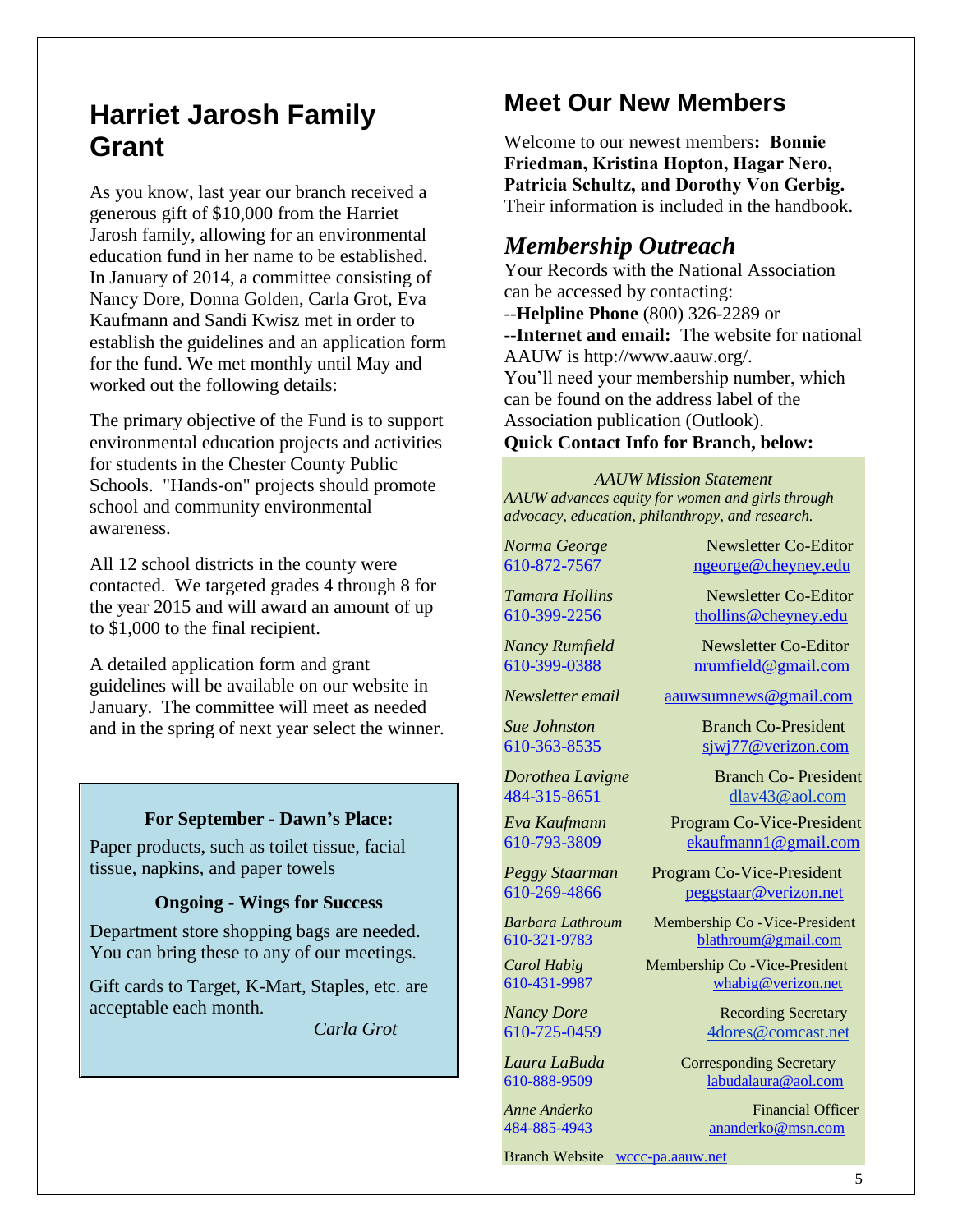## Harriet Jarosh Family Grant

As you know, last year our branch received a generous gift of $10,000 from the Harriet Jarosh family, allowing for an environmental education fund in her name to be established. In January of 2014, a committee consisting of Nancy Dore, Donna Golden, Carla Grot, Eva Kaufmann and Sandi Kwisz met in order to establish the guidelines and an application form for the fund. We met monthly until May and worked out the following details:

The primary objective of the Fund is to support environmental education projects and activities for students in the Chester County Public Schools. "Hands-on" projects should promote school and community environmental awareness.

All 12 school districts in the county were contacted. We targeted grades 4 through 8 for the year 2015 and will award an amount of up to $1,000 to the final recipient.

A detailed application form and grant guidelines will be available on our website in January. The committee will meet as needed and in the spring of next year select the winner.

**For September - Dawn's Place:**

Paper products, such as toilet tissue, facial tissue, napkins, and paper towels

**Ongoing - Wings for Success**

Department store shopping bags are needed. You can bring these to any of our meetings.

Gift cards to Target, K-Mart, Staples, etc. are acceptable each month.

*Carla Grot*

## Meet Our New Members

Welcome to our newest members**: Bonnie Friedman, Kristina Hopton, Hagar Nero, Patricia Schultz, and Dorothy Von Gerbig.** Their information is included in the handbook.

## *Membership Outreach*

Your Records with the National Association can be accessed by contacting:
--**Helpline Phone** (800) 326-2289 or
--**Internet and email:** The website for national AAUW is http://www.aauw.org/.
You'll need your membership number, which can be found on the address label of the Association publication (Outlook).
**Quick Contact Info for Branch, below:**

*AAUW Mission Statement*
*AAUW advances equity for women and girls through advocacy, education, philanthropy, and research.*

| Name / Phone | Position / Email |
|---|---|
| *Norma George* 610-872-7567 | Newsletter Co-Editor ngeorge@cheyney.edu |
| *Tamara Hollins* 610-399-2256 | Newsletter Co-Editor thollins@cheyney.edu |
| *Nancy Rumfield* 610-399-0388 | Newsletter Co-Editor nrumfield@gmail.com |
| *Newsletter email* | aauwsumnews@gmail.com |
| *Sue Johnston* 610-363-8535 | Branch Co-President sjwj77@verizon.com |
| *Dorothea Lavigne* 484-315-8651 | Branch Co- President dlav43@aol.com |
| *Eva Kaufmann* 610-793-3809 | Program Co-Vice-President ekaufmann1@gmail.com |
| *Peggy Staarman* 610-269-4866 | Program Co-Vice-President peggstaar@verizon.net |
| *Barbara Lathroum* 610-321-9783 | Membership Co -Vice-President blathroum@gmail.com |
| *Carol Habig* 610-431-9987 | Membership Co -Vice-President whabig@verizon.net |
| *Nancy Dore* 610-725-0459 | Recording Secretary 4dores@comcast.net |
| *Laura LaBuda* 610-888-9509 | Corresponding Secretary labudalaura@aol.com |
| *Anne Anderko* 484-885-4943 | Financial Officer ananderko@msn.com |

Branch Website wccc-pa.aauw.net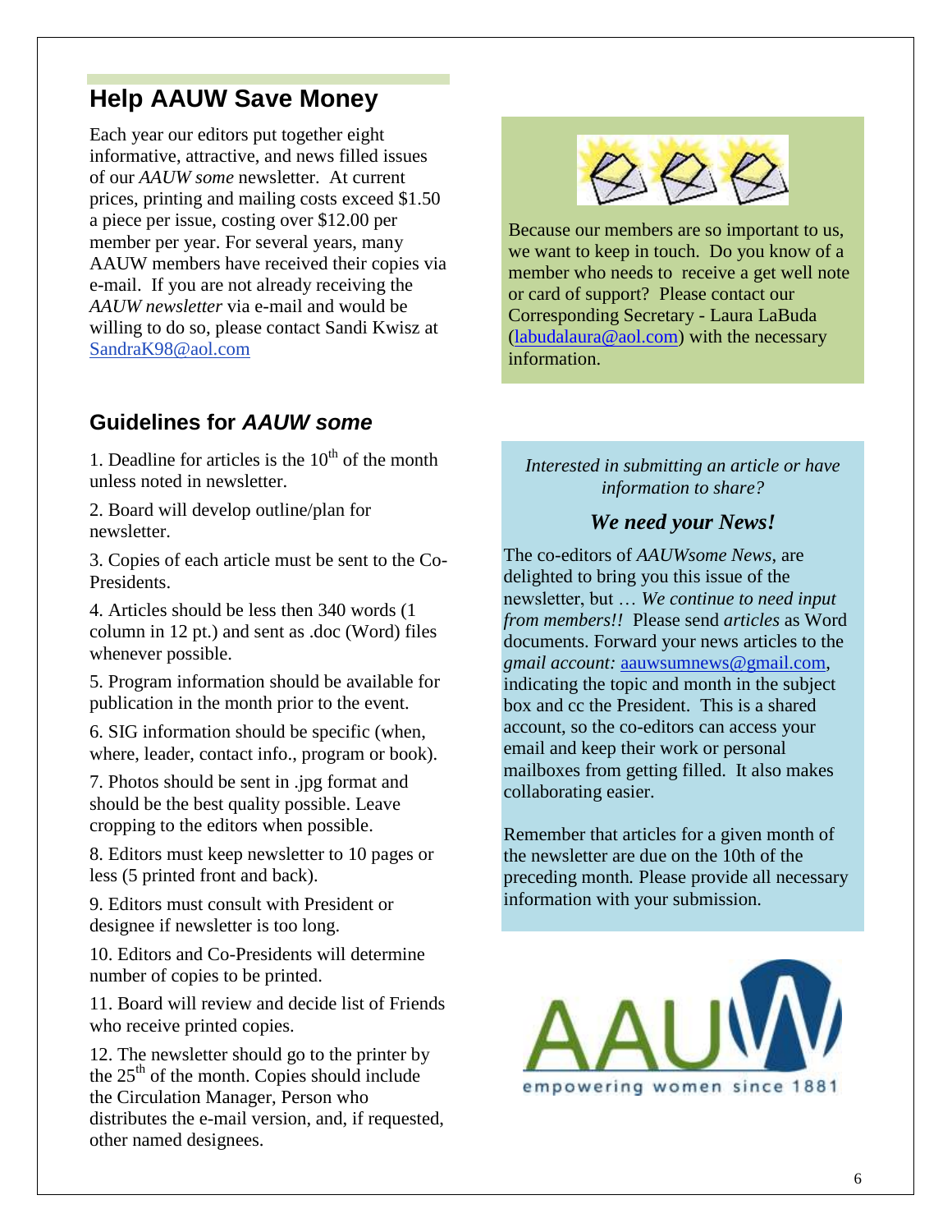## Help AAUW Save Money

Each year our editors put together eight informative, attractive, and news filled issues of our *AAUW some* newsletter. At current prices, printing and mailing costs exceed $1.50 a piece per issue, costing over $12.00 per member per year. For several years, many AAUW members have received their copies via e-mail. If you are not already receiving the *AAUW newsletter* via e-mail and would be willing to do so, please contact Sandi Kwisz at SandraK98@aol.com

## Guidelines for *AAUW some*

1. Deadline for articles is the 10th of the month unless noted in newsletter.
2. Board will develop outline/plan for newsletter.
3. Copies of each article must be sent to the Co-Presidents.
4. Articles should be less then 340 words (1 column in 12 pt.) and sent as .doc (Word) files whenever possible.
5. Program information should be available for publication in the month prior to the event.
6. SIG information should be specific (when, where, leader, contact info., program or book).
7. Photos should be sent in .jpg format and should be the best quality possible. Leave cropping to the editors when possible.
8. Editors must keep newsletter to 10 pages or less (5 printed front and back).
9. Editors must consult with President or designee if newsletter is too long.
10. Editors and Co-Presidents will determine number of copies to be printed.
11. Board will review and decide list of Friends who receive printed copies.
12. The newsletter should go to the printer by the 25th of the month. Copies should include the Circulation Manager, Person who distributes the e-mail version, and, if requested, other named designees.

Because our members are so important to us, we want to keep in touch. Do you know of a member who needs to receive a get well note or card of support? Please contact our Corresponding Secretary - Laura LaBuda (labudalaura@aol.com) with the necessary information.

*Interested in submitting an article or have information to share?*

***We need your News!***

The co-editors of *AAUWsome News*, are delighted to bring you this issue of the newsletter, but … *We continue to need input from members!!* Please send *articles* as Word documents. Forward your news articles to the *gmail account:* aauwsumnews@gmail.com, indicating the topic and month in the subject box and cc the President. This is a shared account, so the co-editors can access your email and keep their work or personal mailboxes from getting filled. It also makes collaborating easier.

Remember that articles for a given month of the newsletter are due on the 10th of the preceding month. Please provide all necessary information with your submission.

AAUW

empowering women since 1881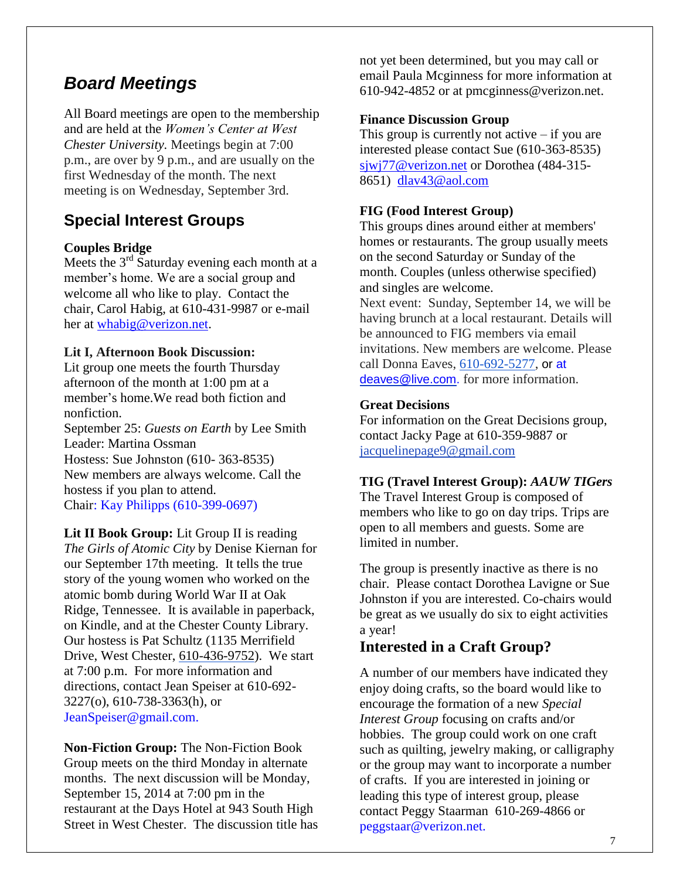## *Board Meetings*

All Board meetings are open to the membership and are held at the *Women's Center at West Chester University.* Meetings begin at 7:00 p.m., are over by 9 p.m., and are usually on the first Wednesday of the month. The next meeting is on Wednesday, September 3rd.

## Special Interest Groups

**Couples Bridge**
Meets the 3rd Saturday evening each month at a member's home. We are a social group and welcome all who like to play. Contact the chair, Carol Habig, at 610-431-9987 or e-mail her at whabig@verizon.net.

**Lit I, Afternoon Book Discussion:**
Lit group one meets the fourth Thursday afternoon of the month at 1:00 pm at a member's home.We read both fiction and nonfiction.
September 25: *Guests on Earth* by Lee Smith
Leader: Martina Ossman
Hostess: Sue Johnston (610- 363-8535)
New members are always welcome. Call the hostess if you plan to attend.
Chair: Kay Philipps (610-399-0697)

**Lit II Book Group:** Lit Group II is reading *The Girls of Atomic City* by Denise Kiernan for our September 17th meeting. It tells the true story of the young women who worked on the atomic bomb during World War II at Oak Ridge, Tennessee. It is available in paperback, on Kindle, and at the Chester County Library. Our hostess is Pat Schultz (1135 Merrifield Drive, West Chester, 610-436-9752). We start at 7:00 p.m. For more information and directions, contact Jean Speiser at 610-692-3227(o), 610-738-3363(h), or JeanSpeiser@gmail.com.

**Non-Fiction Group:** The Non-Fiction Book Group meets on the third Monday in alternate months. The next discussion will be Monday, September 15, 2014 at 7:00 pm in the restaurant at the Days Hotel at 943 South High Street in West Chester. The discussion title has not yet been determined, but you may call or email Paula Mcginness for more information at 610-942-4852 or at pmcginness@verizon.net.

**Finance Discussion Group**
This group is currently not active – if you are interested please contact Sue (610-363-8535) sjwj77@verizon.net or Dorothea (484-315-8651) dlav43@aol.com

**FIG (Food Interest Group)**
This groups dines around either at members' homes or restaurants. The group usually meets on the second Saturday or Sunday of the month. Couples (unless otherwise specified) and singles are welcome.
Next event: Sunday, September 14, we will be having brunch at a local restaurant. Details will be announced to FIG members via email invitations. New members are welcome. Please call Donna Eaves, 610-692-5277, or at deaves@live.com. for more information.

**Great Decisions**
For information on the Great Decisions group, contact Jacky Page at 610-359-9887 or jacquelinepage9@gmail.com

**TIG (Travel Interest Group):** ***AAUW TIGers***
The Travel Interest Group is composed of members who like to go on day trips. Trips are open to all members and guests. Some are limited in number.

The group is presently inactive as there is no chair. Please contact Dorothea Lavigne or Sue Johnston if you are interested. Co-chairs would be great as we usually do six to eight activities a year!

### Interested in a Craft Group?

A number of our members have indicated they enjoy doing crafts, so the board would like to encourage the formation of a new *Special Interest Group* focusing on crafts and/or hobbies. The group could work on one craft such as quilting, jewelry making, or calligraphy or the group may want to incorporate a number of crafts. If you are interested in joining or leading this type of interest group, please contact Peggy Staarman 610-269-4866 or peggstaar@verizon.net.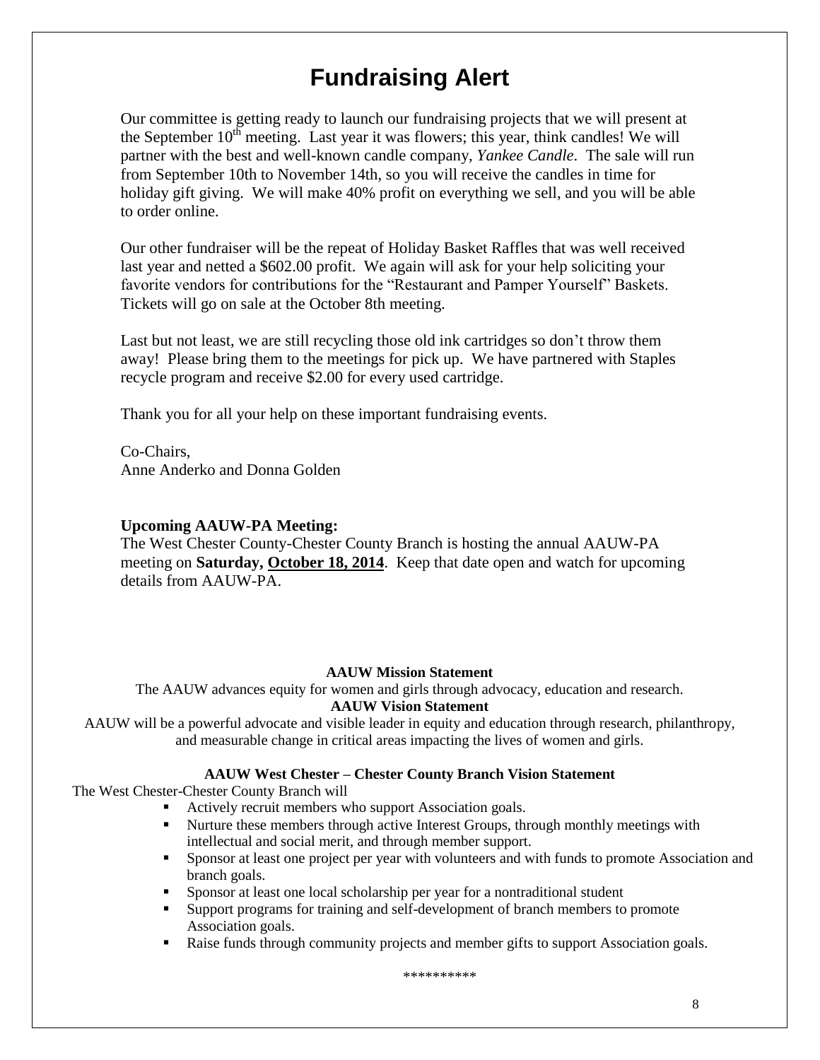# Fundraising Alert

Our committee is getting ready to launch our fundraising projects that we will present at the September 10th meeting. Last year it was flowers; this year, think candles! We will partner with the best and well-known candle company, *Yankee Candle*. The sale will run from September 10th to November 14th, so you will receive the candles in time for holiday gift giving. We will make 40% profit on everything we sell, and you will be able to order online.

Our other fundraiser will be the repeat of Holiday Basket Raffles that was well received last year and netted a $602.00 profit. We again will ask for your help soliciting your favorite vendors for contributions for the "Restaurant and Pamper Yourself" Baskets. Tickets will go on sale at the October 8th meeting.

Last but not least, we are still recycling those old ink cartridges so don't throw them away! Please bring them to the meetings for pick up. We have partnered with Staples recycle program and receive $2.00 for every used cartridge.

Thank you for all your help on these important fundraising events.

Co-Chairs,
Anne Anderko and Donna Golden

**Upcoming AAUW-PA Meeting:**
The West Chester County-Chester County Branch is hosting the annual AAUW-PA meeting on **Saturday, <u>October 18, 2014</u>**. Keep that date open and watch for upcoming details from AAUW-PA.

**AAUW Mission Statement**

The AAUW advances equity for women and girls through advocacy, education and research.

**AAUW Vision Statement**

AAUW will be a powerful advocate and visible leader in equity and education through research, philanthropy, and measurable change in critical areas impacting the lives of women and girls.

**AAUW West Chester – Chester County Branch Vision Statement**

The West Chester-Chester County Branch will

- Actively recruit members who support Association goals.
- Nurture these members through active Interest Groups, through monthly meetings with intellectual and social merit, and through member support.
- Sponsor at least one project per year with volunteers and with funds to promote Association and branch goals.
- Sponsor at least one local scholarship per year for a nontraditional student
- Support programs for training and self-development of branch members to promote Association goals.
- Raise funds through community projects and member gifts to support Association goals.

**********